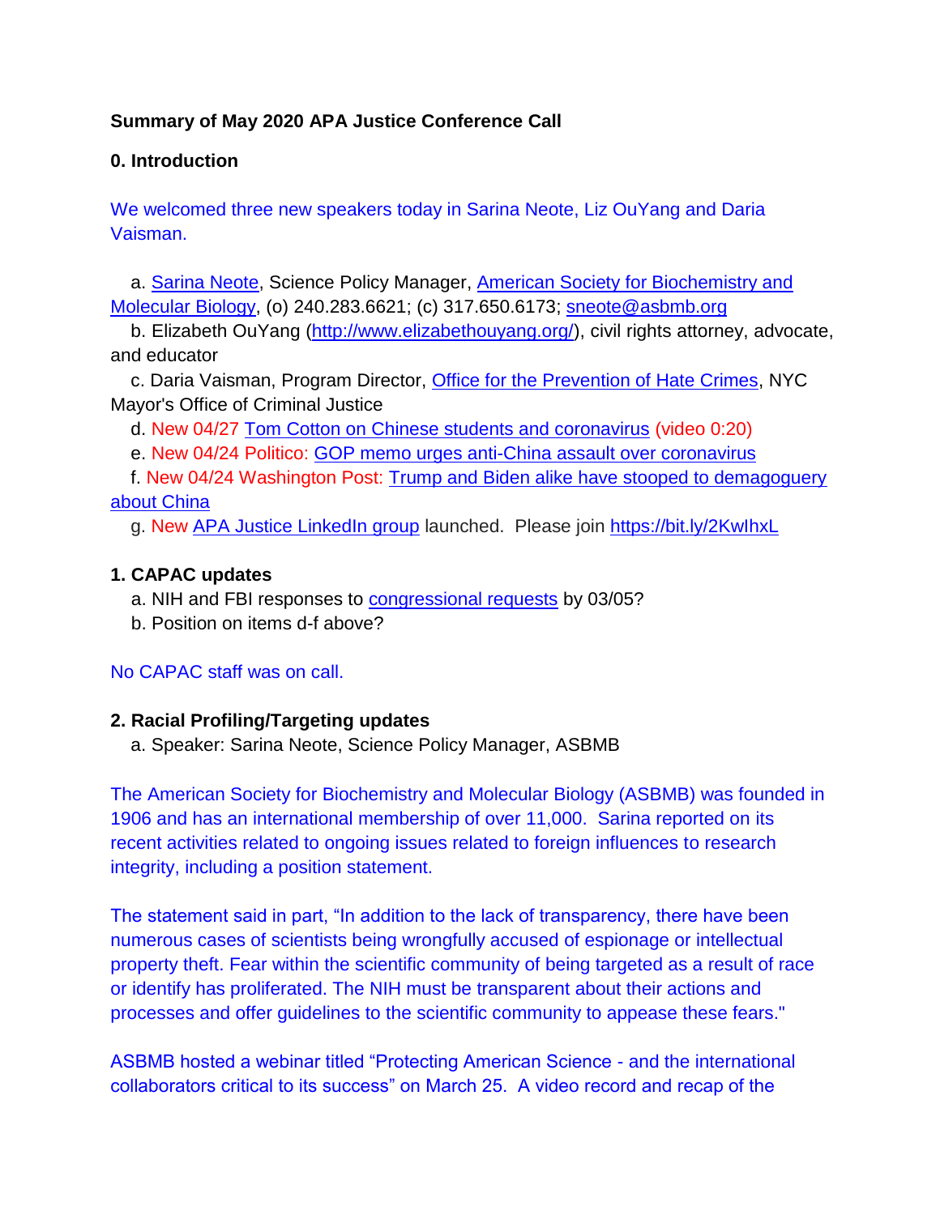**Summary of May 2020 APA Justice Conference Call**

**0. Introduction**

We welcomed three new speakers today in Sarina Neote, Liz OuYang and Daria Vaisman.

a. Sarina Neote, Science Policy Manager, American Society for Biochemistry and Molecular Biology, (o) 240.283.6621; (c) 317.650.6173; sneote@asbmb.org

b. Elizabeth OuYang (http://www.elizabethouyang.org/), civil rights attorney, advocate, and educator

c. Daria Vaisman, Program Director, Office for the Prevention of Hate Crimes, NYC Mayor's Office of Criminal Justice

d. New 04/27 Tom Cotton on Chinese students and coronavirus (video 0:20)

e. New 04/24 Politico: GOP memo urges anti-China assault over coronavirus

f. New 04/24 Washington Post: Trump and Biden alike have stooped to demagoguery about China

g. New APA Justice LinkedIn group launched. Please join https://bit.ly/2KwIhxL

**1. CAPAC updates**

a. NIH and FBI responses to congressional requests by 03/05?

b. Position on items d-f above?

No CAPAC staff was on call.

**2. Racial Profiling/Targeting updates**

a. Speaker: Sarina Neote, Science Policy Manager, ASBMB

The American Society for Biochemistry and Molecular Biology (ASBMB) was founded in 1906 and has an international membership of over 11,000. Sarina reported on its recent activities related to ongoing issues related to foreign influences to research integrity, including a position statement.

The statement said in part, "In addition to the lack of transparency, there have been numerous cases of scientists being wrongfully accused of espionage or intellectual property theft. Fear within the scientific community of being targeted as a result of race or identify has proliferated. The NIH must be transparent about their actions and processes and offer guidelines to the scientific community to appease these fears."

ASBMB hosted a webinar titled "Protecting American Science - and the international collaborators critical to its success" on March 25. A video record and recap of the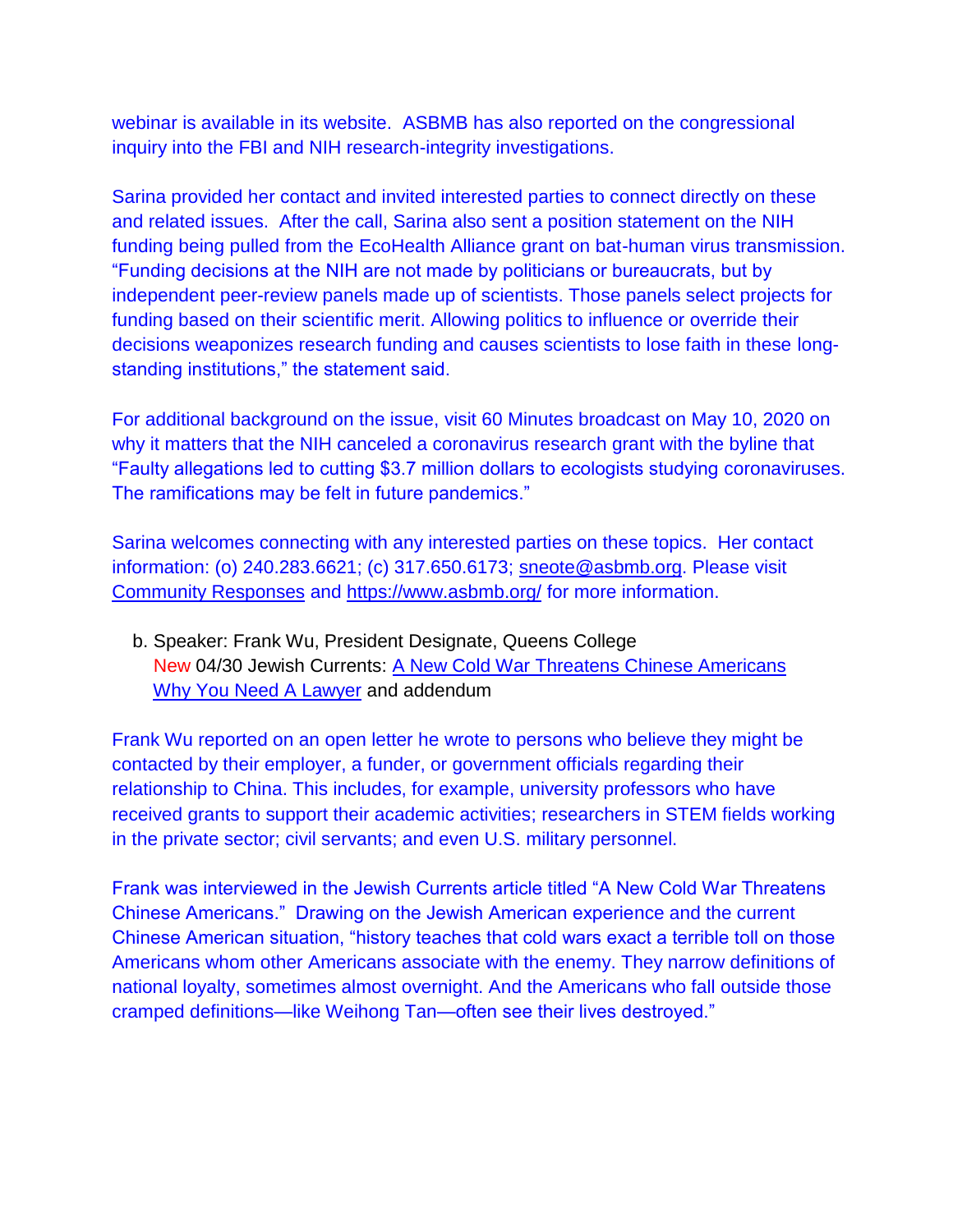webinar is available in its website. ASBMB has also reported on the congressional inquiry into the FBI and NIH research-integrity investigations.

Sarina provided her contact and invited interested parties to connect directly on these and related issues. After the call, Sarina also sent a position statement on the NIH funding being pulled from the EcoHealth Alliance grant on bat-human virus transmission. "Funding decisions at the NIH are not made by politicians or bureaucrats, but by independent peer-review panels made up of scientists. Those panels select projects for funding based on their scientific merit. Allowing politics to influence or override their decisions weaponizes research funding and causes scientists to lose faith in these long-standing institutions," the statement said.

For additional background on the issue, visit 60 Minutes broadcast on May 10, 2020 on why it matters that the NIH canceled a coronavirus research grant with the byline that "Faulty allegations led to cutting $3.7 million dollars to ecologists studying coronaviruses. The ramifications may be felt in future pandemics."

Sarina welcomes connecting with any interested parties on these topics. Her contact information: (o) 240.283.6621; (c) 317.650.6173; sneote@asbmb.org. Please visit Community Responses and https://www.asbmb.org/ for more information.

b. Speaker: Frank Wu, President Designate, Queens College
   New 04/30 Jewish Currents: A New Cold War Threatens Chinese Americans
   Why You Need A Lawyer and addendum

Frank Wu reported on an open letter he wrote to persons who believe they might be contacted by their employer, a funder, or government officials regarding their relationship to China. This includes, for example, university professors who have received grants to support their academic activities; researchers in STEM fields working in the private sector; civil servants; and even U.S. military personnel.

Frank was interviewed in the Jewish Currents article titled "A New Cold War Threatens Chinese Americans." Drawing on the Jewish American experience and the current Chinese American situation, "history teaches that cold wars exact a terrible toll on those Americans whom other Americans associate with the enemy. They narrow definitions of national loyalty, sometimes almost overnight. And the Americans who fall outside those cramped definitions—like Weihong Tan—often see their lives destroyed."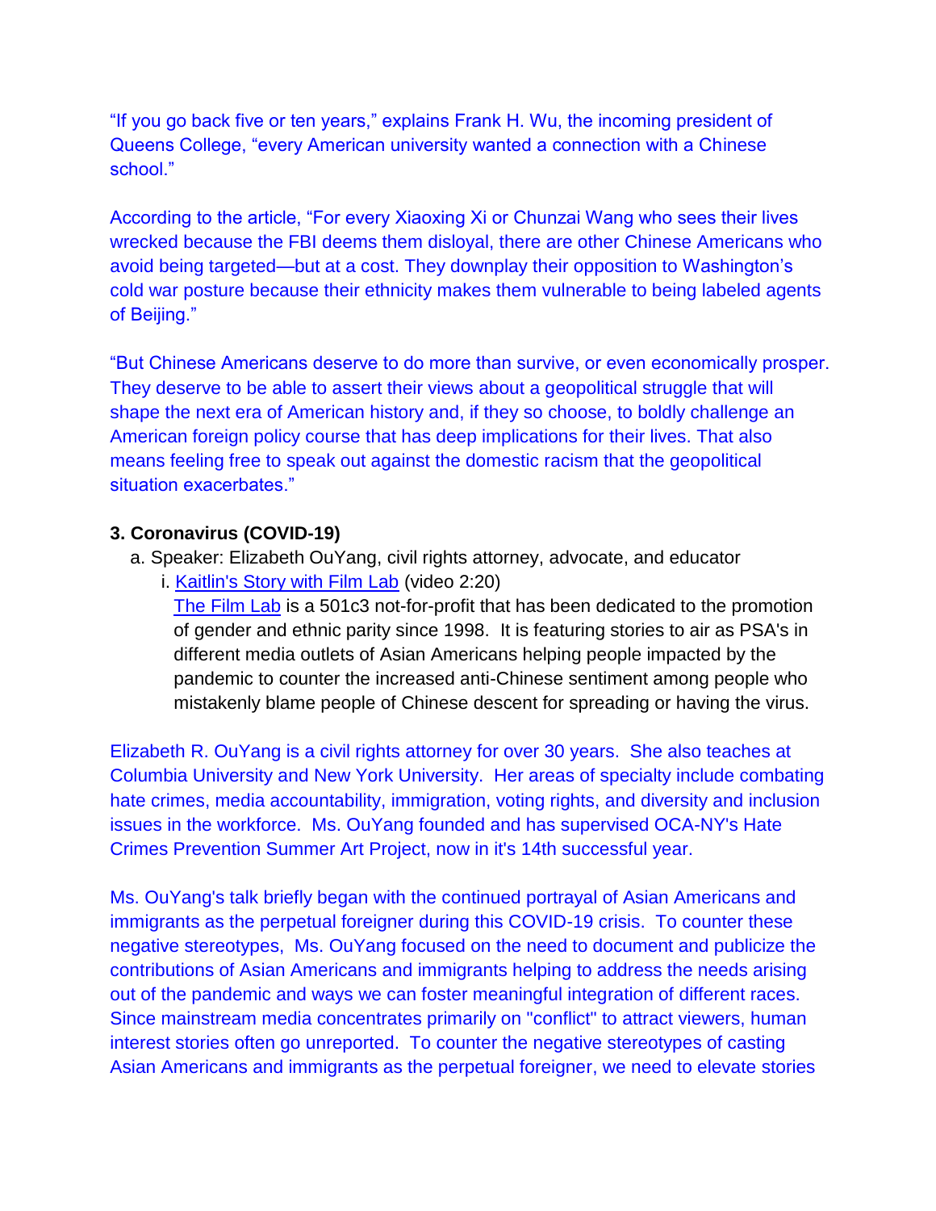"If you go back five or ten years," explains Frank H. Wu, the incoming president of Queens College, "every American university wanted a connection with a Chinese school."

According to the article, "For every Xiaoxing Xi or Chunzai Wang who sees their lives wrecked because the FBI deems them disloyal, there are other Chinese Americans who avoid being targeted—but at a cost. They downplay their opposition to Washington's cold war posture because their ethnicity makes them vulnerable to being labeled agents of Beijing."

"But Chinese Americans deserve to do more than survive, or even economically prosper. They deserve to be able to assert their views about a geopolitical struggle that will shape the next era of American history and, if they so choose, to boldly challenge an American foreign policy course that has deep implications for their lives. That also means feeling free to speak out against the domestic racism that the geopolitical situation exacerbates."

**3. Coronavirus (COVID-19)**

a. Speaker: Elizabeth OuYang, civil rights attorney, advocate, and educator

i. Kaitlin's Story with Film Lab (video 2:20)

The Film Lab is a 501c3 not-for-profit that has been dedicated to the promotion of gender and ethnic parity since 1998. It is featuring stories to air as PSA's in different media outlets of Asian Americans helping people impacted by the pandemic to counter the increased anti-Chinese sentiment among people who mistakenly blame people of Chinese descent for spreading or having the virus.

Elizabeth R. OuYang is a civil rights attorney for over 30 years. She also teaches at Columbia University and New York University. Her areas of specialty include combating hate crimes, media accountability, immigration, voting rights, and diversity and inclusion issues in the workforce. Ms. OuYang founded and has supervised OCA-NY's Hate Crimes Prevention Summer Art Project, now in it's 14th successful year.

Ms. OuYang's talk briefly began with the continued portrayal of Asian Americans and immigrants as the perpetual foreigner during this COVID-19 crisis. To counter these negative stereotypes, Ms. OuYang focused on the need to document and publicize the contributions of Asian Americans and immigrants helping to address the needs arising out of the pandemic and ways we can foster meaningful integration of different races. Since mainstream media concentrates primarily on "conflict" to attract viewers, human interest stories often go unreported. To counter the negative stereotypes of casting Asian Americans and immigrants as the perpetual foreigner, we need to elevate stories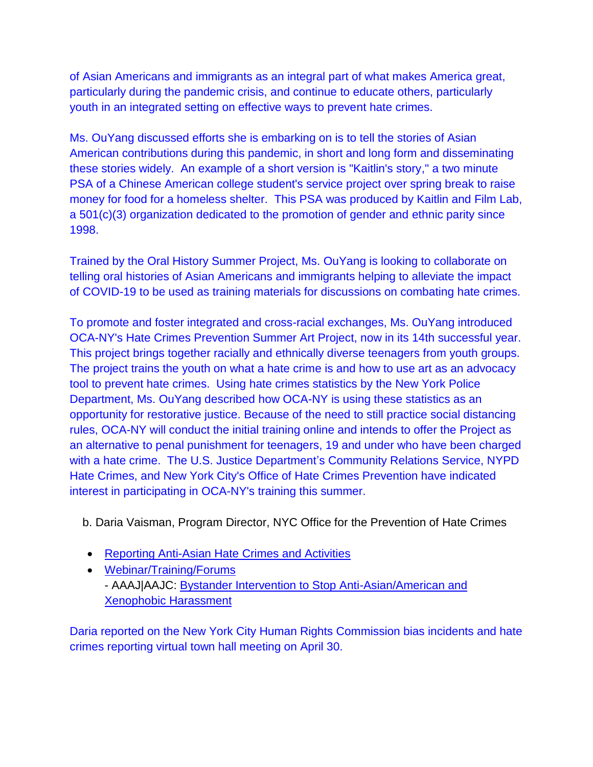of Asian Americans and immigrants as an integral part of what makes America great, particularly during the pandemic crisis, and continue to educate others, particularly youth in an integrated setting on effective ways to prevent hate crimes.

Ms. OuYang discussed efforts she is embarking on is to tell the stories of Asian American contributions during this pandemic, in short and long form and disseminating these stories widely. An example of a short version is "Kaitlin's story," a two minute PSA of a Chinese American college student's service project over spring break to raise money for food for a homeless shelter. This PSA was produced by Kaitlin and Film Lab, a 501(c)(3) organization dedicated to the promotion of gender and ethnic parity since 1998.

Trained by the Oral History Summer Project, Ms. OuYang is looking to collaborate on telling oral histories of Asian Americans and immigrants helping to alleviate the impact of COVID-19 to be used as training materials for discussions on combating hate crimes.

To promote and foster integrated and cross-racial exchanges, Ms. OuYang introduced OCA-NY's Hate Crimes Prevention Summer Art Project, now in its 14th successful year. This project brings together racially and ethnically diverse teenagers from youth groups. The project trains the youth on what a hate crime is and how to use art as an advocacy tool to prevent hate crimes. Using hate crimes statistics by the New York Police Department, Ms. OuYang described how OCA-NY is using these statistics as an opportunity for restorative justice. Because of the need to still practice social distancing rules, OCA-NY will conduct the initial training online and intends to offer the Project as an alternative to penal punishment for teenagers, 19 and under who have been charged with a hate crime. The U.S. Justice Department's Community Relations Service, NYPD Hate Crimes, and New York City's Office of Hate Crimes Prevention have indicated interest in participating in OCA-NY's training this summer.

b. Daria Vaisman, Program Director, NYC Office for the Prevention of Hate Crimes

- Reporting Anti-Asian Hate Crimes and Activities
- Webinar/Training/Forums
  - AAAJ|AAJC: Bystander Intervention to Stop Anti-Asian/American and Xenophobic Harassment

Daria reported on the New York City Human Rights Commission bias incidents and hate crimes reporting virtual town hall meeting on April 30.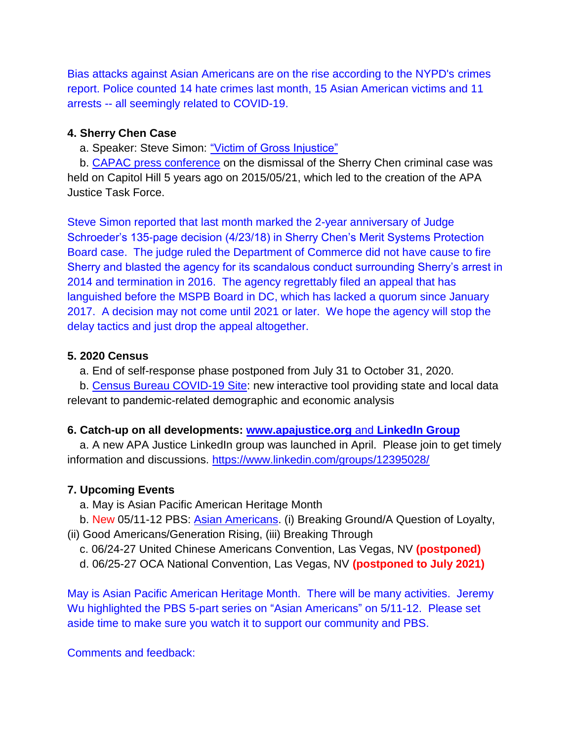Bias attacks against Asian Americans are on the rise according to the NYPD's crimes report. Police counted 14 hate crimes last month, 15 Asian American victims and 11 arrests -- all seemingly related to COVID-19.

**4. Sherry Chen Case**

a. Speaker: Steve Simon: "Victim of Gross Injustice"

b. CAPAC press conference on the dismissal of the Sherry Chen criminal case was held on Capitol Hill 5 years ago on 2015/05/21, which led to the creation of the APA Justice Task Force.

Steve Simon reported that last month marked the 2-year anniversary of Judge Schroeder's 135-page decision (4/23/18) in Sherry Chen's Merit Systems Protection Board case. The judge ruled the Department of Commerce did not have cause to fire Sherry and blasted the agency for its scandalous conduct surrounding Sherry's arrest in 2014 and termination in 2016. The agency regrettably filed an appeal that has languished before the MSPB Board in DC, which has lacked a quorum since January 2017. A decision may not come until 2021 or later. We hope the agency will stop the delay tactics and just drop the appeal altogether.

**5. 2020 Census**

a. End of self-response phase postponed from July 31 to October 31, 2020.

b. Census Bureau COVID-19 Site: new interactive tool providing state and local data relevant to pandemic-related demographic and economic analysis

**6. Catch-up on all developments: www.apajustice.org and LinkedIn Group**

a. A new APA Justice LinkedIn group was launched in April. Please join to get timely information and discussions. https://www.linkedin.com/groups/12395028/

**7. Upcoming Events**

a. May is Asian Pacific American Heritage Month

b. New 05/11-12 PBS: Asian Americans. (i) Breaking Ground/A Question of Loyalty, (ii) Good Americans/Generation Rising, (iii) Breaking Through

c. 06/24-27 United Chinese Americans Convention, Las Vegas, NV **(postponed)**

d. 06/25-27 OCA National Convention, Las Vegas, NV **(postponed to July 2021)**

May is Asian Pacific American Heritage Month. There will be many activities. Jeremy Wu highlighted the PBS 5-part series on "Asian Americans" on 5/11-12. Please set aside time to make sure you watch it to support our community and PBS.

Comments and feedback: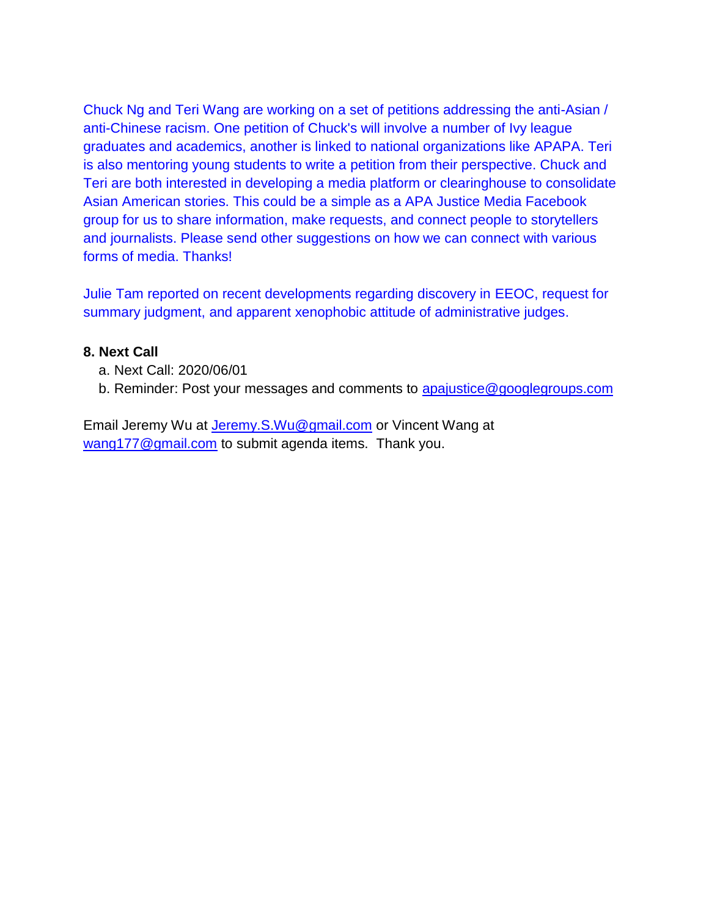Chuck Ng and Teri Wang are working on a set of petitions addressing the anti-Asian / anti-Chinese racism. One petition of Chuck's will involve a number of Ivy league graduates and academics, another is linked to national organizations like APAPA. Teri is also mentoring young students to write a petition from their perspective. Chuck and Teri are both interested in developing a media platform or clearinghouse to consolidate Asian American stories. This could be a simple as a APA Justice Media Facebook group for us to share information, make requests, and connect people to storytellers and journalists. Please send other suggestions on how we can connect with various forms of media. Thanks!

Julie Tam reported on recent developments regarding discovery in EEOC, request for summary judgment, and apparent xenophobic attitude of administrative judges.

**8. Next Call**

a. Next Call: 2020/06/01
b. Reminder: Post your messages and comments to apajustice@googlegroups.com

Email Jeremy Wu at Jeremy.S.Wu@gmail.com or Vincent Wang at wang177@gmail.com to submit agenda items. Thank you.